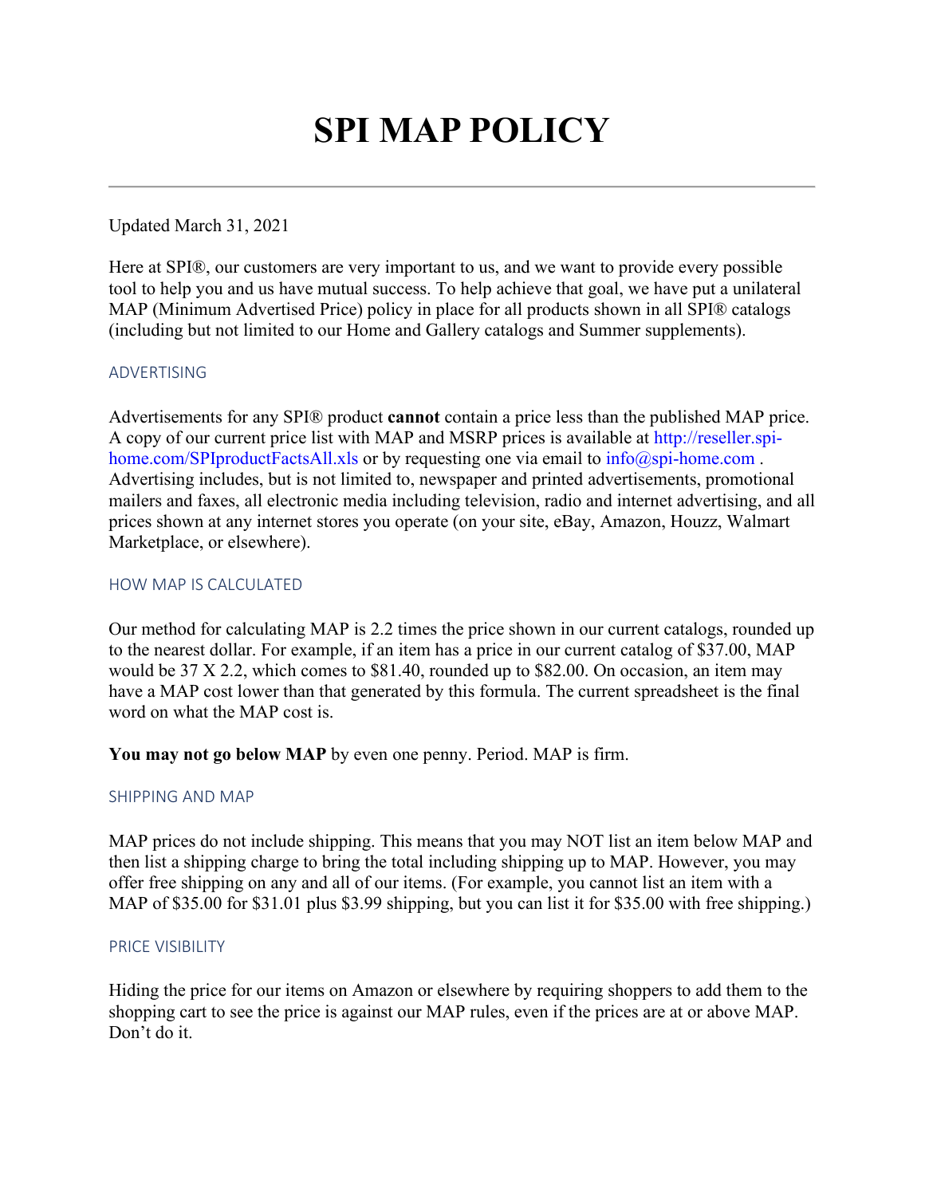# SPI MAP POLICY

---

Updated March 31, 2021

Here at SPI®, our customers are very important to us, and we want to provide every possible tool to help you and us have mutual success. To help achieve that goal, we have put a unilateral MAP (Minimum Advertised Price) policy in place for all products shown in all SPI® catalogs (including but not limited to our Home and Gallery catalogs and Summer supplements).

## ADVERTISING

Advertisements for any SPI® product **cannot** contain a price less than the published MAP price. A copy of our current price list with MAP and MSRP prices is available at http://reseller.spi-home.com/SPIproductFactsAll.xls or by requesting one via email to info@spi-home.com . Advertising includes, but is not limited to, newspaper and printed advertisements, promotional mailers and faxes, all electronic media including television, radio and internet advertising, and all prices shown at any internet stores you operate (on your site, eBay, Amazon, Houzz, Walmart Marketplace, or elsewhere).

## HOW MAP IS CALCULATED

Our method for calculating MAP is 2.2 times the price shown in our current catalogs, rounded up to the nearest dollar. For example, if an item has a price in our current catalog of $37.00, MAP would be 37 X 2.2, which comes to $81.40, rounded up to $82.00. On occasion, an item may have a MAP cost lower than that generated by this formula. The current spreadsheet is the final word on what the MAP cost is.

**You may not go below MAP** by even one penny. Period. MAP is firm.

## SHIPPING AND MAP

MAP prices do not include shipping. This means that you may NOT list an item below MAP and then list a shipping charge to bring the total including shipping up to MAP. However, you may offer free shipping on any and all of our items. (For example, you cannot list an item with a MAP of $35.00 for $31.01 plus $3.99 shipping, but you can list it for $35.00 with free shipping.)

## PRICE VISIBILITY

Hiding the price for our items on Amazon or elsewhere by requiring shoppers to add them to the shopping cart to see the price is against our MAP rules, even if the prices are at or above MAP. Don't do it.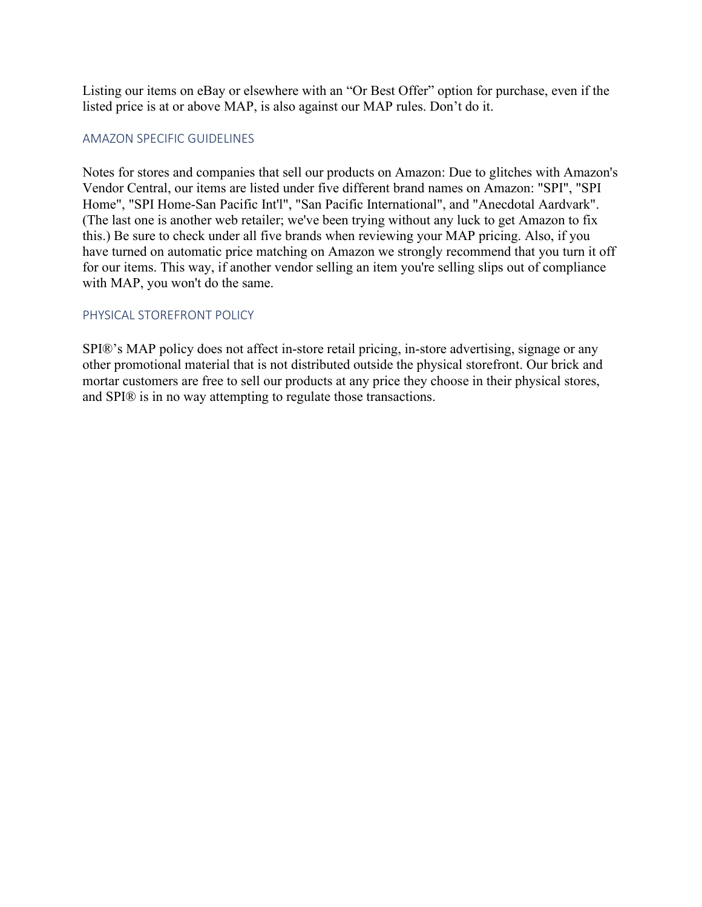Listing our items on eBay or elsewhere with an "Or Best Offer" option for purchase, even if the listed price is at or above MAP, is also against our MAP rules. Don't do it.

## AMAZON SPECIFIC GUIDELINES

Notes for stores and companies that sell our products on Amazon: Due to glitches with Amazon's Vendor Central, our items are listed under five different brand names on Amazon: "SPI", "SPI Home", "SPI Home-San Pacific Int'l", "San Pacific International", and "Anecdotal Aardvark". (The last one is another web retailer; we've been trying without any luck to get Amazon to fix this.) Be sure to check under all five brands when reviewing your MAP pricing. Also, if you have turned on automatic price matching on Amazon we strongly recommend that you turn it off for our items. This way, if another vendor selling an item you're selling slips out of compliance with MAP, you won't do the same.

## PHYSICAL STOREFRONT POLICY

SPI®'s MAP policy does not affect in-store retail pricing, in-store advertising, signage or any other promotional material that is not distributed outside the physical storefront. Our brick and mortar customers are free to sell our products at any price they choose in their physical stores, and SPI® is in no way attempting to regulate those transactions.